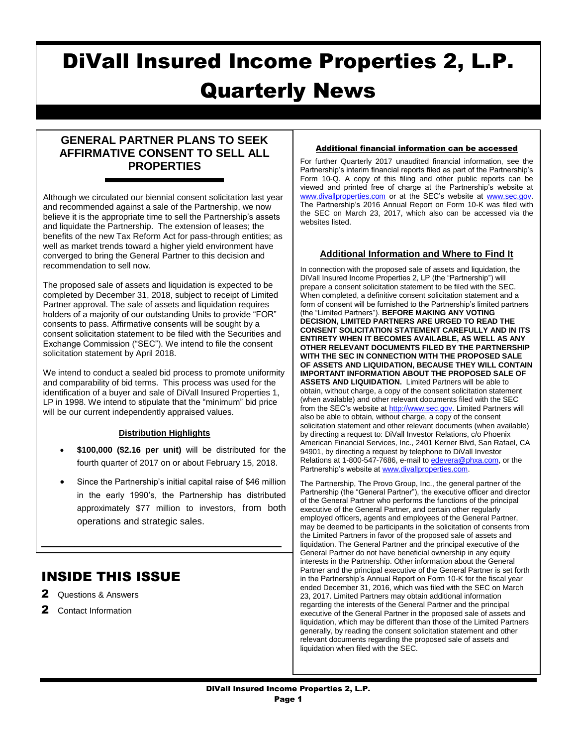# DiVall Insured Income Properties 2, L.P.

# Quarterly News

## GENERAL PARTNER PLANS TO SEEK AFFIRMATIVE CONSENT TO SELL ALL PROPERTIES

Although we circulated our biennial consent solicitation last year and recommended against a sale of the Partnership, we now believe it is the appropriate time to sell the Partnership's assets and liquidate the Partnership. The extension of leases; the benefits of the new Tax Reform Act for pass-through entities; as well as market trends toward a higher yield environment have converged to bring the General Partner to this decision and recommendation to sell now.

The proposed sale of assets and liquidation is expected to be completed by December 31, 2018, subject to receipt of Limited Partner approval. The sale of assets and liquidation requires holders of a majority of our outstanding Units to provide "FOR" consents to pass. Affirmative consents will be sought by a consent solicitation statement to be filed with the Securities and Exchange Commission ("SEC"). We intend to file the consent solicitation statement by April 2018.

We intend to conduct a sealed bid process to promote uniformity and comparability of bid terms. This process was used for the identification of a buyer and sale of DiVall Insured Properties 1, LP in 1998. We intend to stipulate that the "minimum" bid price will be our current independently appraised values.

### Distribution Highlights

- **$100,000 ($2.16 per unit)** will be distributed for the fourth quarter of 2017 on or about February 15, 2018.
- Since the Partnership's initial capital raise of $46 million in the early 1990's, the Partnership has distributed approximately $77 million to investors, from both operations and strategic sales.

## INSIDE THIS ISSUE

**2** Questions & Answers

**2** Contact Information

### Additional financial information can be accessed

For further Quarterly 2017 unaudited financial information, see the Partnership's interim financial reports filed as part of the Partnership's Form 10-Q. A copy of this filing and other public reports can be viewed and printed free of charge at the Partnership's website at www.divallproperties.com or at the SEC's website at www.sec.gov. The Partnership's 2016 Annual Report on Form 10-K was filed with the SEC on March 23, 2017, which also can be accessed via the websites listed.

### Additional Information and Where to Find It

In connection with the proposed sale of assets and liquidation, the DiVall Insured Income Properties 2, LP (the "Partnership") will prepare a consent solicitation statement to be filed with the SEC. When completed, a definitive consent solicitation statement and a form of consent will be furnished to the Partnership's limited partners (the "Limited Partners"). **BEFORE MAKING ANY VOTING DECISION, LIMITED PARTNERS ARE URGED TO READ THE CONSENT SOLICITATION STATEMENT CAREFULLY AND IN ITS ENTIRETY WHEN IT BECOMES AVAILABLE, AS WELL AS ANY OTHER RELEVANT DOCUMENTS FILED BY THE PARTNERSHIP WITH THE SEC IN CONNECTION WITH THE PROPOSED SALE OF ASSETS AND LIQUIDATION, BECAUSE THEY WILL CONTAIN IMPORTANT INFORMATION ABOUT THE PROPOSED SALE OF ASSETS AND LIQUIDATION.** Limited Partners will be able to obtain, without charge, a copy of the consent solicitation statement (when available) and other relevant documents filed with the SEC from the SEC's website at http://www.sec.gov. Limited Partners will also be able to obtain, without charge, a copy of the consent solicitation statement and other relevant documents (when available) by directing a request to: DiVall Investor Relations, c/o Phoenix American Financial Services, Inc., 2401 Kerner Blvd, San Rafael, CA 94901, by directing a request by telephone to DiVall Investor Relations at 1-800-547-7686, e-mail to edevera@phxa.com, or the Partnership's website at www.divallproperties.com.

The Partnership, The Provo Group, Inc., the general partner of the Partnership (the "General Partner"), the executive officer and director of the General Partner who performs the functions of the principal executive of the General Partner, and certain other regularly employed officers, agents and employees of the General Partner, may be deemed to be participants in the solicitation of consents from the Limited Partners in favor of the proposed sale of assets and liquidation. The General Partner and the principal executive of the General Partner do not have beneficial ownership in any equity interests in the Partnership. Other information about the General Partner and the principal executive of the General Partner is set forth in the Partnership's Annual Report on Form 10-K for the fiscal year ended December 31, 2016, which was filed with the SEC on March 23, 2017. Limited Partners may obtain additional information regarding the interests of the General Partner and the principal executive of the General Partner in the proposed sale of assets and liquidation, which may be different than those of the Limited Partners generally, by reading the consent solicitation statement and other relevant documents regarding the proposed sale of assets and liquidation when filed with the SEC.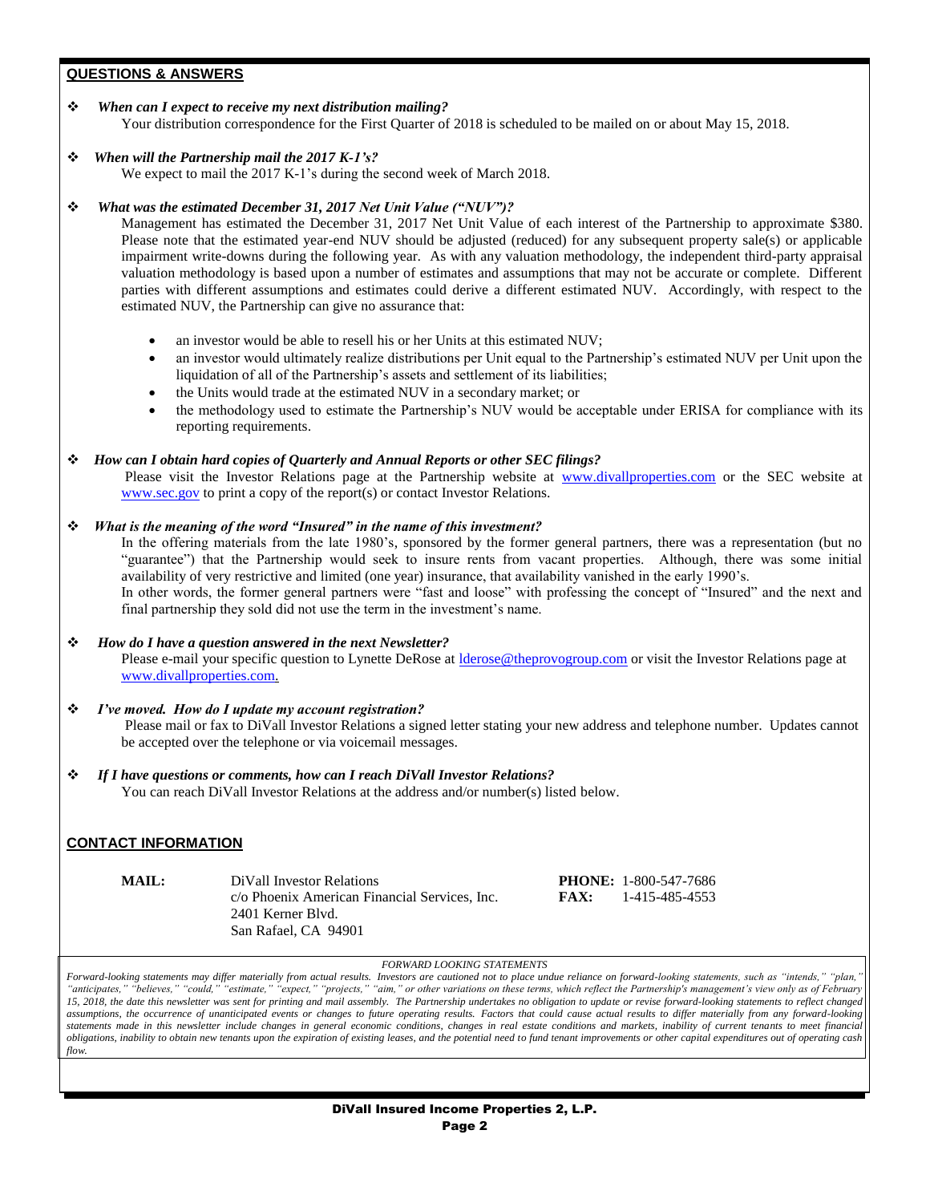## QUESTIONS & ANSWERS

- ***When can I expect to receive my next distribution mailing?***
  Your distribution correspondence for the First Quarter of 2018 is scheduled to be mailed on or about May 15, 2018.

- ***When will the Partnership mail the 2017 K-1's?***
  We expect to mail the 2017 K-1's during the second week of March 2018.

- ***What was the estimated December 31, 2017 Net Unit Value ("NUV")?***
  Management has estimated the December 31, 2017 Net Unit Value of each interest of the Partnership to approximate $380. Please note that the estimated year-end NUV should be adjusted (reduced) for any subsequent property sale(s) or applicable impairment write-downs during the following year. As with any valuation methodology, the independent third-party appraisal valuation methodology is based upon a number of estimates and assumptions that may not be accurate or complete. Different parties with different assumptions and estimates could derive a different estimated NUV. Accordingly, with respect to the estimated NUV, the Partnership can give no assurance that:

  - an investor would be able to resell his or her Units at this estimated NUV;
  - an investor would ultimately realize distributions per Unit equal to the Partnership's estimated NUV per Unit upon the liquidation of all of the Partnership's assets and settlement of its liabilities;
  - the Units would trade at the estimated NUV in a secondary market; or
  - the methodology used to estimate the Partnership's NUV would be acceptable under ERISA for compliance with its reporting requirements.

- ***How can I obtain hard copies of Quarterly and Annual Reports or other SEC filings?***
  Please visit the Investor Relations page at the Partnership website at www.divallproperties.com or the SEC website at www.sec.gov to print a copy of the report(s) or contact Investor Relations.

- ***What is the meaning of the word "Insured" in the name of this investment?***
  In the offering materials from the late 1980's, sponsored by the former general partners, there was a representation (but no "guarantee") that the Partnership would seek to insure rents from vacant properties. Although, there was some initial availability of very restrictive and limited (one year) insurance, that availability vanished in the early 1990's.
  In other words, the former general partners were "fast and loose" with professing the concept of "Insured" and the next and final partnership they sold did not use the term in the investment's name.

- ***How do I have a question answered in the next Newsletter?***
  Please e-mail your specific question to Lynette DeRose at lderose@theprovogroup.com or visit the Investor Relations page at www.divallproperties.com.

- ***I've moved. How do I update my account registration?***
  Please mail or fax to DiVall Investor Relations a signed letter stating your new address and telephone number. Updates cannot be accepted over the telephone or via voicemail messages.

- ***If I have questions or comments, how can I reach DiVall Investor Relations?***
  You can reach DiVall Investor Relations at the address and/or number(s) listed below.

## CONTACT INFORMATION

**MAIL:**
DiVall Investor Relations
c/o Phoenix American Financial Services, Inc.
2401 Kerner Blvd.
San Rafael, CA 94901

**PHONE:** 1-800-547-7686
**FAX:** 1-415-485-4553

*FORWARD LOOKING STATEMENTS*

*Forward-looking statements may differ materially from actual results. Investors are cautioned not to place undue reliance on forward-looking statements, such as "intends," "plan," "anticipates," "believes," "could," "estimate," "expect," "projects," "aim," or other variations on these terms, which reflect the Partnership's management's view only as of February 15, 2018, the date this newsletter was sent for printing and mail assembly. The Partnership undertakes no obligation to update or revise forward-looking statements to reflect changed assumptions, the occurrence of unanticipated events or changes to future operating results. Factors that could cause actual results to differ materially from any forward-looking statements made in this newsletter include changes in general economic conditions, changes in real estate conditions and markets, inability of current tenants to meet financial obligations, inability to obtain new tenants upon the expiration of existing leases, and the potential need to fund tenant improvements or other capital expenditures out of operating cash flow.*